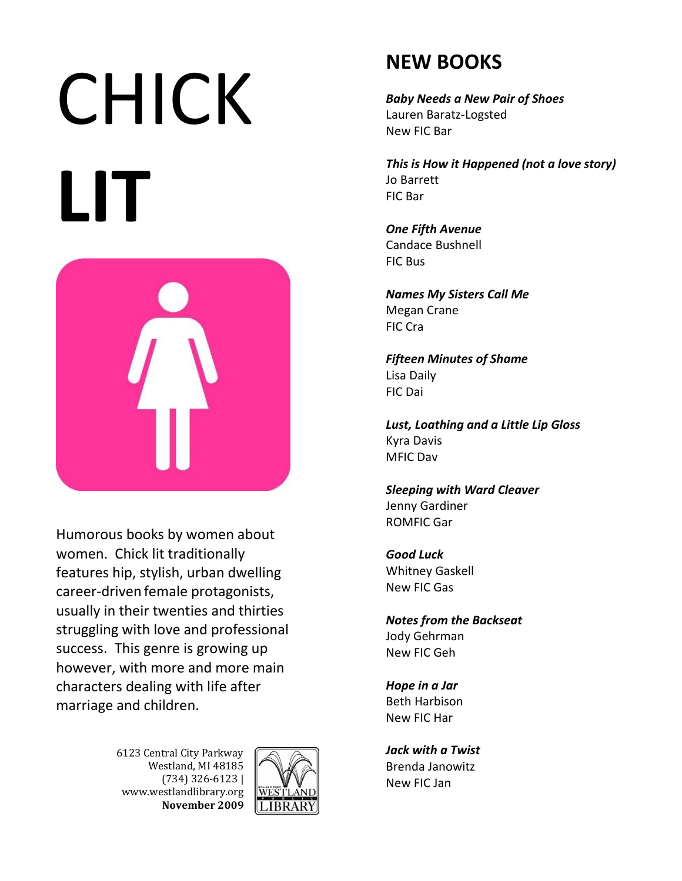# CHICK **LIT**

Humorous books by women about women. Chick lit traditionally features hip, stylish, urban dwelling career-driven female protagonists, usually in their twenties and thirties struggling with love and professional success. This genre is growing up however, with more and more main characters dealing with life after marriage and children.

6123 Central City Parkway
Westland, MI 48185
(734) 326-6123 |
www.westlandlibrary.org
**November 2009**

## NEW BOOKS

***Baby Needs a New Pair of Shoes***
Lauren Baratz-Logsted
New FIC Bar

***This is How it Happened (not a love story)***
Jo Barrett
FIC Bar

***One Fifth Avenue***
Candace Bushnell
FIC Bus

***Names My Sisters Call Me***
Megan Crane
FIC Cra

***Fifteen Minutes of Shame***
Lisa Daily
FIC Dai

***Lust, Loathing and a Little Lip Gloss***
Kyra Davis
MFIC Dav

***Sleeping with Ward Cleaver***
Jenny Gardiner
ROMFIC Gar

***Good Luck***
Whitney Gaskell
New FIC Gas

***Notes from the Backseat***
Jody Gehrman
New FIC Geh

***Hope in a Jar***
Beth Harbison
New FIC Har

***Jack with a Twist***
Brenda Janowitz
New FIC Jan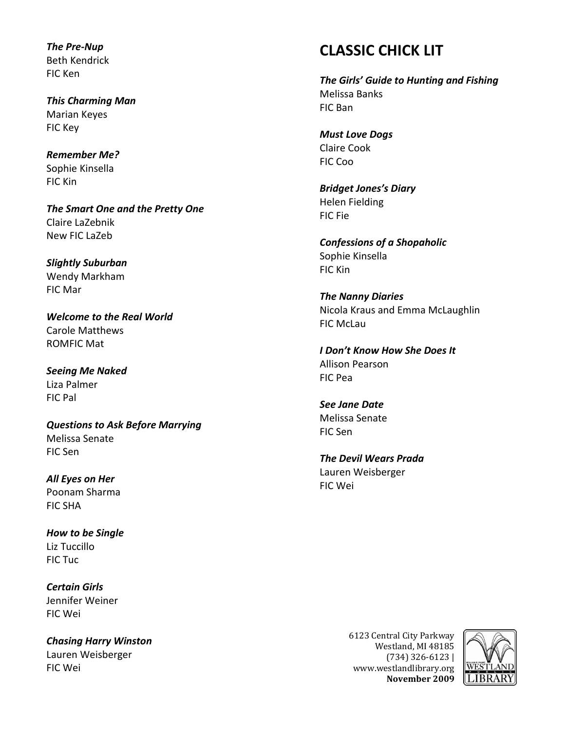***The Pre-Nup***
Beth Kendrick
FIC Ken

***This Charming Man***
Marian Keyes
FIC Key

***Remember Me?***
Sophie Kinsella
FIC Kin

***The Smart One and the Pretty One***
Claire LaZebnik
New FIC LaZeb

***Slightly Suburban***
Wendy Markham
FIC Mar

***Welcome to the Real World***
Carole Matthews
ROMFIC Mat

***Seeing Me Naked***
Liza Palmer
FIC Pal

***Questions to Ask Before Marrying***
Melissa Senate
FIC Sen

***All Eyes on Her***
Poonam Sharma
FIC SHA

***How to be Single***
Liz Tuccillo
FIC Tuc

***Certain Girls***
Jennifer Weiner
FIC Wei

***Chasing Harry Winston***
Lauren Weisberger
FIC Wei

## CLASSIC CHICK LIT

***The Girls' Guide to Hunting and Fishing***
Melissa Banks
FIC Ban

***Must Love Dogs***
Claire Cook
FIC Coo

***Bridget Jones's Diary***
Helen Fielding
FIC Fie

***Confessions of a Shopaholic***
Sophie Kinsella
FIC Kin

***The Nanny Diaries***
Nicola Kraus and Emma McLaughlin
FIC McLau

***I Don't Know How She Does It***
Allison Pearson
FIC Pea

***See Jane Date***
Melissa Senate
FIC Sen

***The Devil Wears Prada***
Lauren Weisberger
FIC Wei

6123 Central City Parkway
Westland, MI 48185
(734) 326-6123 |
www.westlandlibrary.org
**November 2009**

WILLIAM P. FAUST WESTLAND PUBLIC LIBRARY